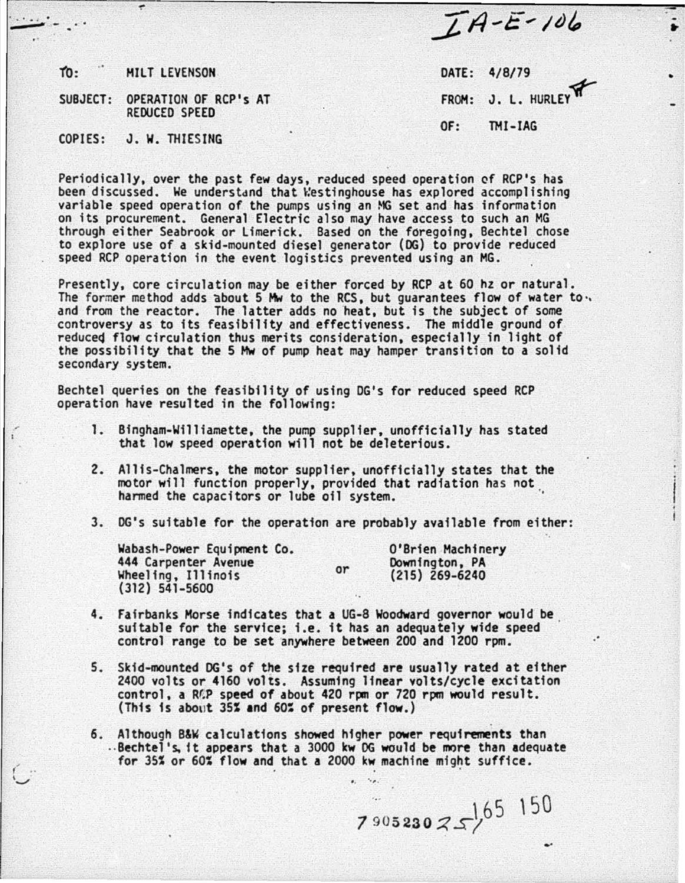IA-E-106

TO: MILT LEVENSON

SUBJECT: OPERATION OF RCP's AT REDUCED SPEED

COPIES: J. W. THIESING

DATE: 4/8/79

FROM: J. L. HURLEY

OF: TMI-IAG

Periodically, over the past few days, reduced speed operation of RCP's has been discussed. We understand that Westinghouse has explored accomplishing variable speed operation of the pumps using an MG set and has information on its procurement. General Electric also may have access to such an MG through either Seabrook or Limerick. Based on the foregoing, Bechtel chose to explore use of a skid-mounted diesel generator (DG) to provide reduced speed RCP operation in the event logistics prevented using an MG.

Presently, core circulation may be either forced by RCP at 60 hz or natural. The former method adds about 5 Mw to the RCS, but guarantees flow of water to and from the reactor. The latter adds no heat, but is the subject of some controversy as to its feasibility and effectiveness. The middle ground of reduced flow circulation thus merits consideration, especially in light of the possibility that the 5 Mw of pump heat may hamper transition to a solid secondary system.

Bechtel queries on the feasibility of using DG's for reduced speed RCP operation have resulted in the following:

1. Bingham-Williamette, the pump supplier, unofficially has stated that low speed operation will not be deleterious.

2. Allis-Chalmers, the motor supplier, unofficially states that the motor will function properly, provided that radiation has not harmed the capacitors or lube oil system.

3. DG's suitable for the operation are probably available from either:

   Wabash-Power Equipment Co.
   444 Carpenter Avenue
   Wheeling, Illinois
   (312) 541-5600

   or

   O'Brien Machinery
   Downington, PA
   (215) 269-6240

4. Fairbanks Morse indicates that a UG-8 Woodward governor would be suitable for the service; i.e. it has an adequately wide speed control range to be set anywhere between 200 and 1200 rpm.

5. Skid-mounted DG's of the size required are usually rated at either 2400 volts or 4160 volts. Assuming linear volts/cycle excitation control, a RCP speed of about 420 rpm or 720 rpm would result. (This is about 35% and 60% of present flow.)

6. Although B&W calculations showed higher power requirements than Bechtel's, it appears that a 3000 kw DG would be more than adequate for 35% or 60% flow and that a 2000 kw machine might suffice.

7905230251

165 150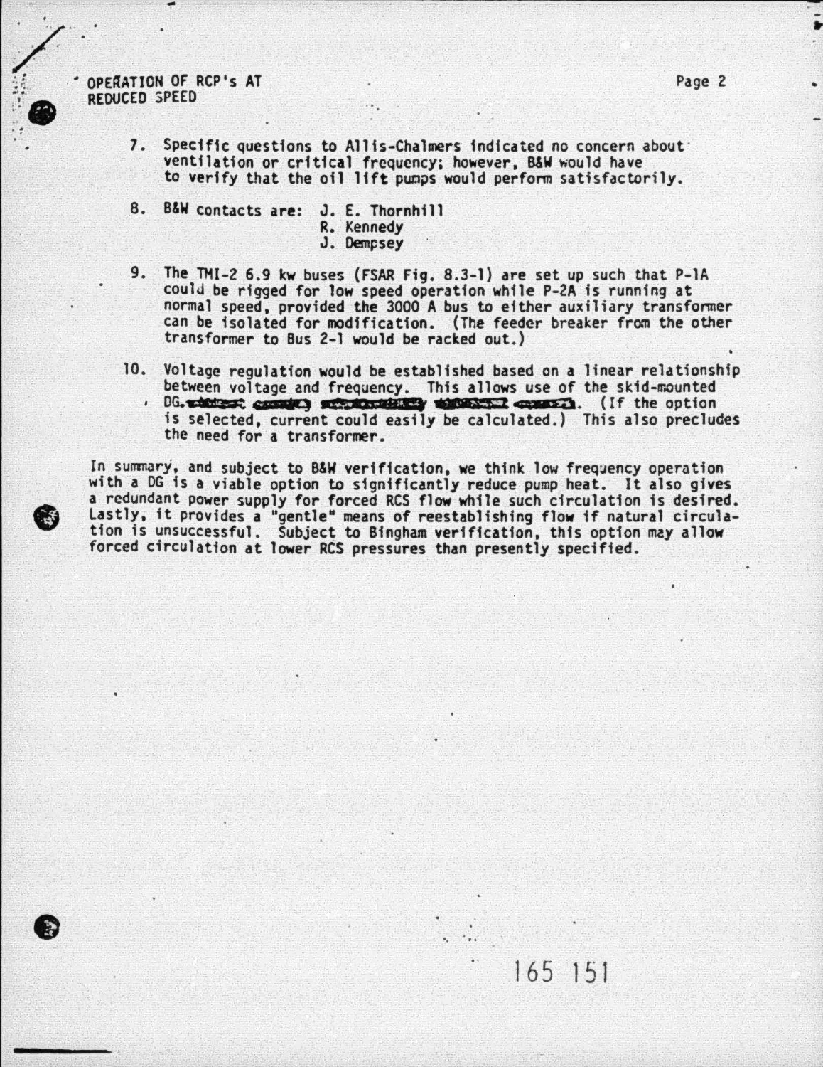7. Specific questions to Allis-Chalmers indicated no concern about ventilation or critical frequency; however, B&W would have to verify that the oil lift pumps would perform satisfactorily.

8. B&W contacts are: J. E. Thornhill
   R. Kennedy
   J. Dempsey

9. The TMI-2 6.9 kw buses (FSAR Fig. 8.3-1) are set up such that P-1A could be rigged for low speed operation while P-2A is running at normal speed, provided the 3000 A bus to either auxiliary transformer can be isolated for modification. (The feeder breaker from the other transformer to Bus 2-1 would be racked out.)

10. Voltage regulation would be established based on a linear relationship between voltage and frequency. This allows use of the skid-mounted DG. (If the option is selected, current could easily be calculated.) This also precludes the need for a transformer.

In summary, and subject to B&W verification, we think low frequency operation with a DG is a viable option to significantly reduce pump heat. It also gives a redundant power supply for forced RCS flow while such circulation is desired. Lastly, it provides a "gentle" means of reestablishing flow if natural circulation is unsuccessful. Subject to Bingham verification, this option may allow forced circulation at lower RCS pressures than presently specified.

165 151